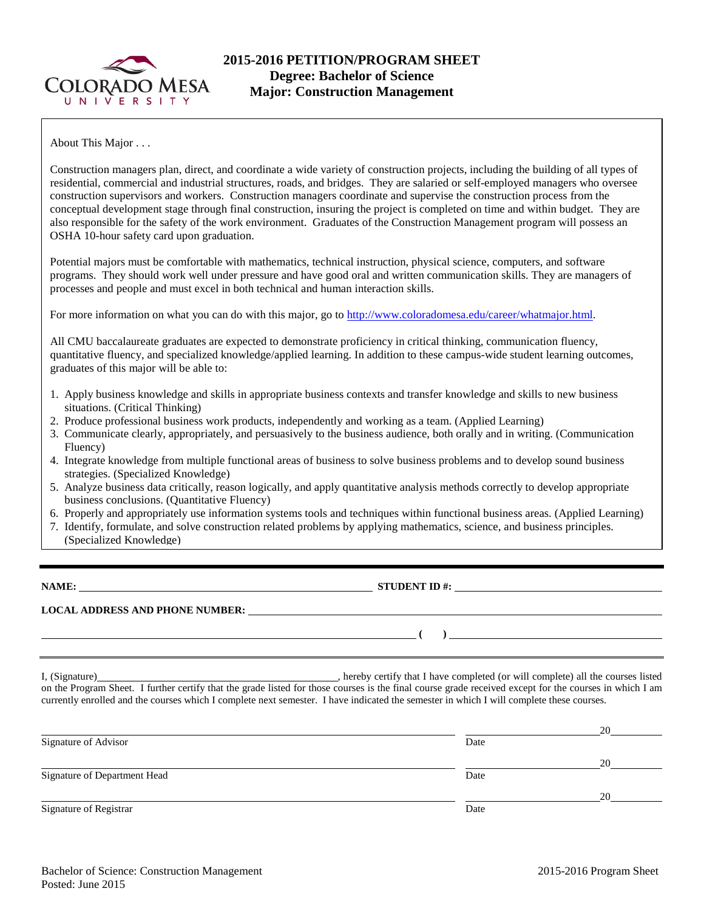# 2015-2016 PETITION/PROGRAM SHEET
**Degree: Bachelor of Science**
**Major: Construction Management**

About This Major . . .

Construction managers plan, direct, and coordinate a wide variety of construction projects, including the building of all types of residential, commercial and industrial structures, roads, and bridges. They are salaried or self-employed managers who oversee construction supervisors and workers. Construction managers coordinate and supervise the construction process from the conceptual development stage through final construction, insuring the project is completed on time and within budget. They are also responsible for the safety of the work environment. Graduates of the Construction Management program will possess an OSHA 10-hour safety card upon graduation.

Potential majors must be comfortable with mathematics, technical instruction, physical science, computers, and software programs. They should work well under pressure and have good oral and written communication skills. They are managers of processes and people and must excel in both technical and human interaction skills.

For more information on what you can do with this major, go to http://www.coloradomesa.edu/career/whatmajor.html.

All CMU baccalaureate graduates are expected to demonstrate proficiency in critical thinking, communication fluency, quantitative fluency, and specialized knowledge/applied learning. In addition to these campus-wide student learning outcomes, graduates of this major will be able to:

1. Apply business knowledge and skills in appropriate business contexts and transfer knowledge and skills to new business situations. (Critical Thinking)
2. Produce professional business work products, independently and working as a team. (Applied Learning)
3. Communicate clearly, appropriately, and persuasively to the business audience, both orally and in writing. (Communication Fluency)
4. Integrate knowledge from multiple functional areas of business to solve business problems and to develop sound business strategies. (Specialized Knowledge)
5. Analyze business data critically, reason logically, and apply quantitative analysis methods correctly to develop appropriate business conclusions. (Quantitative Fluency)
6. Properly and appropriately use information systems tools and techniques within functional business areas. (Applied Learning)
7. Identify, formulate, and solve construction related problems by applying mathematics, science, and business principles. (Specialized Knowledge)

---

**NAME:** ______________________________ **STUDENT ID #:** ______________________________

**LOCAL ADDRESS AND PHONE NUMBER:** ______________________________

______________________________ **(    )** ______________________________

---

I, (Signature)______________________________, hereby certify that I have completed (or will complete) all the courses listed on the Program Sheet. I further certify that the grade listed for those courses is the final course grade received except for the courses in which I am currently enrolled and the courses which I complete next semester. I have indicated the semester in which I will complete these courses.

______________________________ ______________20______
Signature of Advisor Date

______________________________ ______________20______
Signature of Department Head Date

______________________________ ______________20______
Signature of Registrar Date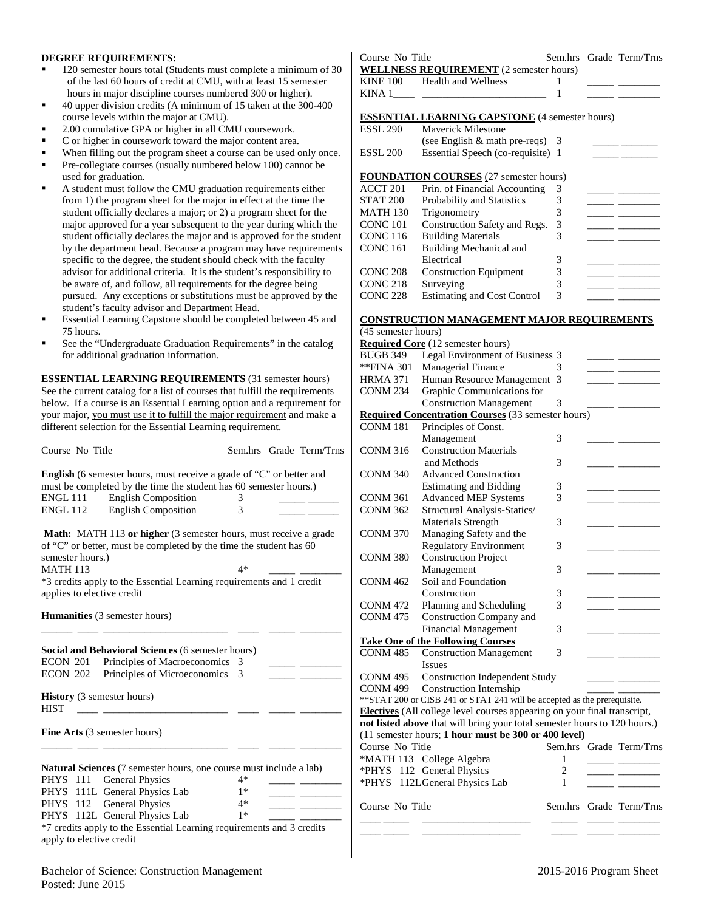**DEGREE REQUIREMENTS:**

- 120 semester hours total (Students must complete a minimum of 30 of the last 60 hours of credit at CMU, with at least 15 semester hours in major discipline courses numbered 300 or higher).
- 40 upper division credits (A minimum of 15 taken at the 300-400 course levels within the major at CMU).
- 2.00 cumulative GPA or higher in all CMU coursework.
- C or higher in coursework toward the major content area.
- When filling out the program sheet a course can be used only once.
- Pre-collegiate courses (usually numbered below 100) cannot be used for graduation.
- A student must follow the CMU graduation requirements either from 1) the program sheet for the major in effect at the time the student officially declares a major; or 2) a program sheet for the major approved for a year subsequent to the year during which the student officially declares the major and is approved for the student by the department head. Because a program may have requirements specific to the degree, the student should check with the faculty advisor for additional criteria. It is the student's responsibility to be aware of, and follow, all requirements for the degree being pursued. Any exceptions or substitutions must be approved by the student's faculty advisor and Department Head.
- Essential Learning Capstone should be completed between 45 and 75 hours.
- See the "Undergraduate Graduation Requirements" in the catalog for additional graduation information.

**ESSENTIAL LEARNING REQUIREMENTS** (31 semester hours)
See the current catalog for a list of courses that fulfill the requirements below. If a course is an Essential Learning option and a requirement for your major, you must use it to fulfill the major requirement and make a different selection for the Essential Learning requirement.

| Course No | Title | Sem.hrs | Grade | Term/Trns |
|---|---|---|---|---|
| **English** (6 semester hours, must receive a grade of "C" or better and must be completed by the time the student has 60 semester hours.) | | | | |
| ENGL 111 | English Composition | 3 | _____ | ______ |
| ENGL 112 | English Composition | 3 | _____ | ______ |
| **Math:** MATH 113 **or higher** (3 semester hours, must receive a grade of "C" or better, must be completed by the time the student has 60 semester hours.) | | | | |
| MATH 113 | | 4* | _____ | ________ |

*3 credits apply to the Essential Learning requirements and 1 credit applies to elective credit

| Course No | Title | Sem.hrs | Grade | Term/Trns |
|---|---|---|---|---|
| **Humanities** (3 semester hours) | | | | |
| ______ ____ | ________________________ | ____ | _____ | ________ |
| **Social and Behavioral Sciences** (6 semester hours) | | | | |
| ECON 201 | Principles of Macroeconomics | 3 | _____ | ________ |
| ECON 202 | Principles of Microeconomics | 3 | _____ | ________ |
| **History** (3 semester hours) | | | | |
| HIST ____ | ________________________ | ____ | _____ | ________ |
| **Fine Arts** (3 semester hours) | | | | |
| ______ ____ | ________________________ | ____ | _____ | ________ |
| **Natural Sciences** (7 semester hours, one course must include a lab) | | | | |
| PHYS 111 | General Physics | 4* | _____ | ________ |
| PHYS 111L | General Physics Lab | 1* | _____ | ________ |
| PHYS 112 | General Physics | 4* | _____ | ________ |
| PHYS 112L | General Physics Lab | 1* | _____ | ________ |

*7 credits apply to the Essential Learning requirements and 3 credits apply to elective credit

| Course No | Title | Sem.hrs | Grade | Term/Trns |
|---|---|---|---|---|
| **WELLNESS REQUIREMENT** (2 semester hours) | | | | |
| KINE 100 | Health and Wellness | 1 | _____ | ________ |
| KINA 1____ | ________________________ | 1 | _____ | ________ |
| **ESSENTIAL LEARNING CAPSTONE** (4 semester hours) | | | | |
| ESSL 290 | Maverick Milestone (see English & math pre-reqs) | 3 | _____ | _______ |
| ESSL 200 | Essential Speech (co-requisite) | 1 | _____ | _______ |
| **FOUNDATION COURSES** (27 semester hours) | | | | |
| ACCT 201 | Prin. of Financial Accounting | 3 | _____ | ________ |
| STAT 200 | Probability and Statistics | 3 | _____ | ________ |
| MATH 130 | Trigonometry | 3 | _____ | ________ |
| CONC 101 | Construction Safety and Regs. | 3 | _____ | ________ |
| CONC 116 | Building Materials | 3 | _____ | ________ |
| CONC 161 | Building Mechanical and Electrical | 3 | _____ | ________ |
| CONC 208 | Construction Equipment | 3 | _____ | ________ |
| CONC 218 | Surveying | 3 | _____ | ________ |
| CONC 228 | Estimating and Cost Control | 3 | _____ | ________ |
| **CONSTRUCTION MANAGEMENT MAJOR REQUIREMENTS** (45 semester hours) | | | | |
| **Required Core** (12 semester hours) | | | | |
| BUGB 349 | Legal Environment of Business | 3 | _____ | ________ |
| **FINA 301 | Managerial Finance | 3 | _____ | ________ |
| HRMA 371 | Human Resource Management | 3 | _____ | ________ |
| CONM 234 | Graphic Communications for Construction Management | 3 | _____ | ________ |
| **Required Concentration Courses** (33 semester hours) | | | | |
| CONM 181 | Principles of Const. Management | 3 | _____ | ________ |
| CONM 316 | Construction Materials and Methods | 3 | _____ | ________ |
| CONM 340 | Advanced Construction Estimating and Bidding | 3 | _____ | ________ |
| CONM 361 | Advanced MEP Systems | 3 | _____ | ________ |
| CONM 362 | Structural Analysis-Statics/ Materials Strength | 3 | _____ | ________ |
| CONM 370 | Managing Safety and the Regulatory Environment | 3 | _____ | ________ |
| CONM 380 | Construction Project Management | 3 | _____ | ________ |
| CONM 462 | Soil and Foundation Construction | 3 | _____ | ________ |
| CONM 472 | Planning and Scheduling | 3 | _____ | ________ |
| CONM 475 | Construction Company and Financial Management | 3 | _____ | ________ |
| **Take One of the Following Courses** | | | | |
| CONM 485 | Construction Management Issues | 3 | _____ | ________ |
| CONM 495 | Construction Independent Study | | _____ | ________ |
| CONM 499 | Construction Internship | | _____ | ________ |

**STAT 200 or CISB 241 or STAT 241 will be accepted as the prerequisite.

**Electives** (All college level courses appearing on your final transcript, **not listed above** that will bring your total semester hours to 120 hours.) (11 semester hours; **1 hour must be 300 or 400 level)**

| Course No | Title | Sem.hrs | Grade | Term/Trns |
|---|---|---|---|---|
| *MATH 113 | College Algebra | 1 | _____ | ________ |
| *PHYS 112 | General Physics | 2 | _____ | ________ |
| *PHYS 112L | General Physics Lab | 1 | _____ | ________ |

| Course No | Title | Sem.hrs | Grade | Term/Trns |
|---|---|---|---|---|
| ____ _____ | _____________________ | _____ | _____ | ________ |
| ____ _____ | ___________________ | _____ | _____ | ________ |

Bachelor of Science: Construction Management
Posted: June 2015

2015-2016 Program Sheet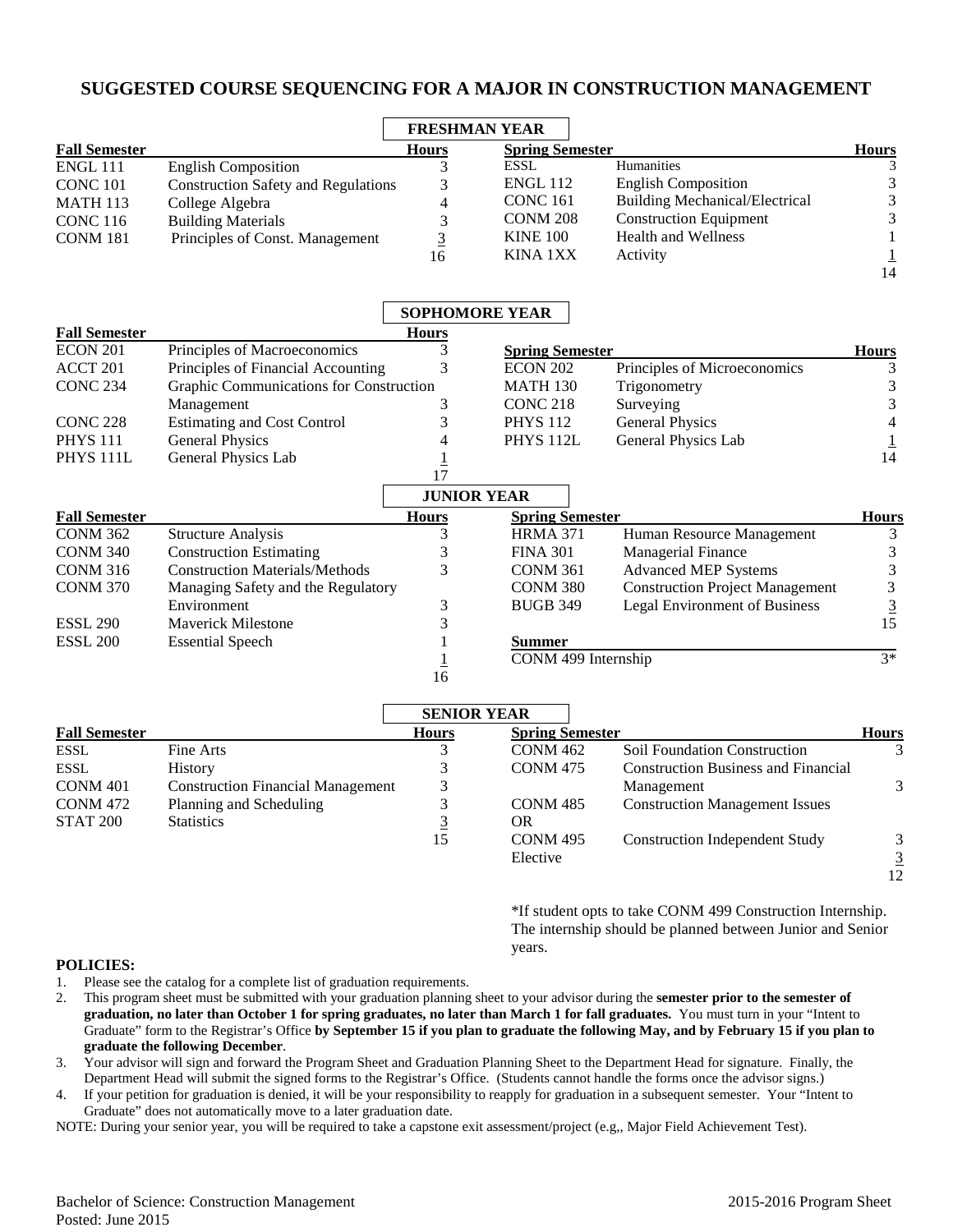# SUGGESTED COURSE SEQUENCING FOR A MAJOR IN CONSTRUCTION MANAGEMENT

## FRESHMAN YEAR

| Fall Semester | | Hours | Spring Semester | | Hours |
|---|---|---|---|---|---|
| ENGL 111 | English Composition | 3 | ESSL | Humanities | 3 |
| CONC 101 | Construction Safety and Regulations | 3 | ENGL 112 | English Composition | 3 |
| MATH 113 | College Algebra | 4 | CONC 161 | Building Mechanical/Electrical | 3 |
| CONC 116 | Building Materials | 3 | CONM 208 | Construction Equipment | 3 |
| CONM 181 | Principles of Const. Management | 3 | KINE 100 | Health and Wellness | 1 |
| | | 16 | KINA 1XX | Activity | 1 |
| | | | | | 14 |

## SOPHOMORE YEAR

| Fall Semester | | Hours | Spring Semester | | Hours |
|---|---|---|---|---|---|
| ECON 201 | Principles of Macroeconomics | 3 | ECON 202 | Principles of Microeconomics | 3 |
| ACCT 201 | Principles of Financial Accounting | 3 | MATH 130 | Trigonometry | 3 |
| CONC 234 | Graphic Communications for Construction Management | 3 | CONC 218 | Surveying | 3 |
| CONC 228 | Estimating and Cost Control | 3 | PHYS 112 | General Physics | 4 |
| PHYS 111 | General Physics | 4 | PHYS 112L | General Physics Lab | 1 |
| PHYS 111L | General Physics Lab | 1 | | | 14 |
| | | 17 | | | |

## JUNIOR YEAR

| Fall Semester | | Hours | Spring Semester | | Hours |
|---|---|---|---|---|---|
| CONM 362 | Structure Analysis | 3 | HRMA 371 | Human Resource Management | 3 |
| CONM 340 | Construction Estimating | 3 | FINA 301 | Managerial Finance | 3 |
| CONM 316 | Construction Materials/Methods | 3 | CONM 361 | Advanced MEP Systems | 3 |
| CONM 370 | Managing Safety and the Regulatory Environment | 3 | CONM 380 | Construction Project Management | 3 |
| ESSL 290 | Maverick Milestone | 3 | BUGB 349 | Legal Environment of Business | 3 |
| ESSL 200 | Essential Speech | 1 | | | 15 |
| | | 16 | **Summer** | | |
| | | | CONM 499 Internship | | 3* |

## SENIOR YEAR

| Fall Semester | | Hours | Spring Semester | | Hours |
|---|---|---|---|---|---|
| ESSL | Fine Arts | 3 | CONM 462 | Soil Foundation Construction | 3 |
| ESSL | History | 3 | CONM 475 | Construction Business and Financial Management | 3 |
| CONM 401 | Construction Financial Management | 3 | CONM 485 | Construction Management Issues | |
| CONM 472 | Planning and Scheduling | 3 | OR | | |
| STAT 200 | Statistics | 3 | CONM 495 | Construction Independent Study | 3 |
| | | 15 | Elective | | 3 |
| | | | | | 12 |

*If student opts to take CONM 499 Construction Internship. The internship should be planned between Junior and Senior years.

**POLICIES:**

1. Please see the catalog for a complete list of graduation requirements.
2. This program sheet must be submitted with your graduation planning sheet to your advisor during the **semester prior to the semester of graduation, no later than October 1 for spring graduates, no later than March 1 for fall graduates.** You must turn in your "Intent to Graduate" form to the Registrar's Office **by September 15 if you plan to graduate the following May, and by February 15 if you plan to graduate the following December**.
3. Your advisor will sign and forward the Program Sheet and Graduation Planning Sheet to the Department Head for signature. Finally, the Department Head will submit the signed forms to the Registrar's Office. (Students cannot handle the forms once the advisor signs.)
4. If your petition for graduation is denied, it will be your responsibility to reapply for graduation in a subsequent semester. Your "Intent to Graduate" does not automatically move to a later graduation date.

NOTE: During your senior year, you will be required to take a capstone exit assessment/project (e.g,, Major Field Achievement Test).

Bachelor of Science: Construction Management
Posted: June 2015

2015-2016 Program Sheet